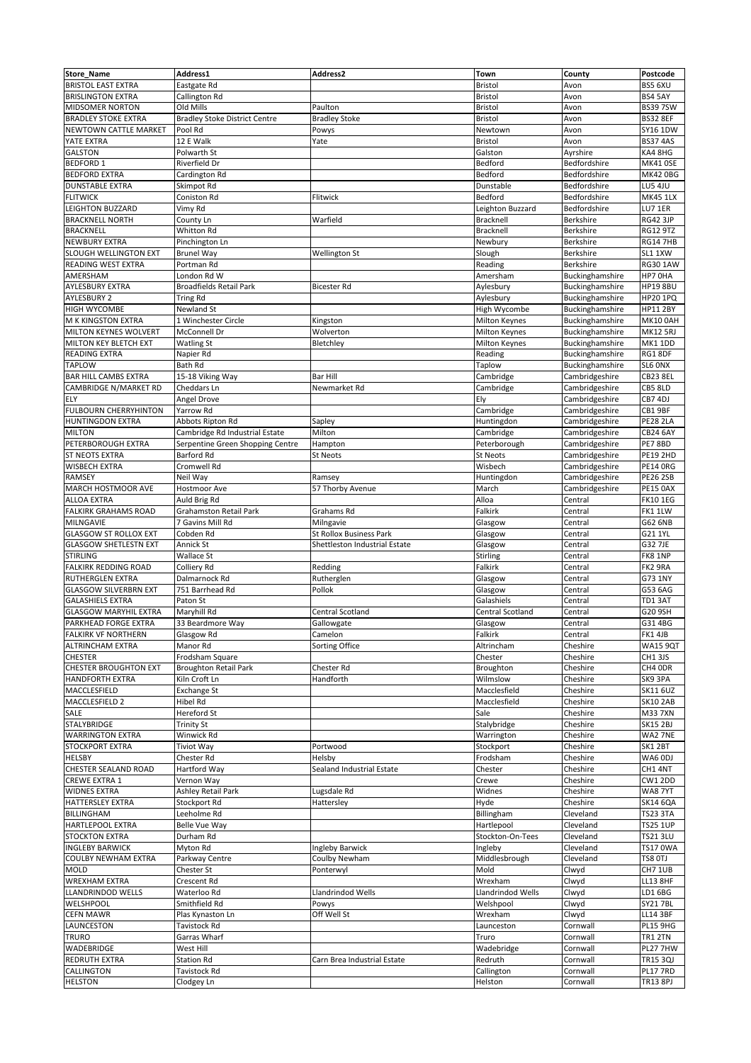| Store_Name | Address1 | Address2 | Town | County | Postcode |
|---|---|---|---|---|---|
| BRISTOL EAST EXTRA | Eastgate Rd | | Bristol | Avon | BS5 6XU |
| BRISLINGTON EXTRA | Callington Rd | | Bristol | Avon | BS4 5AY |
| MIDSOMER NORTON | Old Mills | Paulton | Bristol | Avon | BS39 7SW |
| BRADLEY STOKE EXTRA | Bradley Stoke District Centre | Bradley Stoke | Bristol | Avon | BS32 8EF |
| NEWTOWN CATTLE MARKET | Pool Rd | Powys | Newtown | Avon | SY16 1DW |
| YATE EXTRA | 12 E Walk | Yate | Bristol | Avon | BS37 4AS |
| GALSTON | Polwarth St | | Galston | Ayrshire | KA4 8HG |
| BEDFORD 1 | Riverfield Dr | | Bedford | Bedfordshire | MK41 0SE |
| BEDFORD EXTRA | Cardington Rd | | Bedford | Bedfordshire | MK42 0BG |
| DUNSTABLE EXTRA | Skimpot Rd | | Dunstable | Bedfordshire | LU5 4JU |
| FLITWICK | Coniston Rd | Flitwick | Bedford | Bedfordshire | MK45 1LX |
| LEIGHTON BUZZARD | Vimy Rd | | Leighton Buzzard | Bedfordshire | LU7 1ER |
| BRACKNELL NORTH | County Ln | Warfield | Bracknell | Berkshire | RG42 3JP |
| BRACKNELL | Whitton Rd | | Bracknell | Berkshire | RG12 9TZ |
| NEWBURY EXTRA | Pinchington Ln | | Newbury | Berkshire | RG14 7HB |
| SLOUGH WELLINGTON EXT | Brunel Way | Wellington St | Slough | Berkshire | SL1 1XW |
| READING WEST EXTRA | Portman Rd | | Reading | Berkshire | RG30 1AW |
| AMERSHAM | London Rd W | | Amersham | Buckinghamshire | HP7 0HA |
| AYLESBURY EXTRA | Broadfields Retail Park | Bicester Rd | Aylesbury | Buckinghamshire | HP19 8BU |
| AYLESBURY 2 | Tring Rd | | Aylesbury | Buckinghamshire | HP20 1PQ |
| HIGH WYCOMBE | Newland St | | High Wycombe | Buckinghamshire | HP11 2BY |
| M K KINGSTON EXTRA | 1 Winchester Circle | Kingston | Milton Keynes | Buckinghamshire | MK10 0AH |
| MILTON KEYNES WOLVERT | McConnell Dr | Wolverton | Milton Keynes | Buckinghamshire | MK12 5RJ |
| MILTON KEY BLETCH EXT | Watling St | Bletchley | Milton Keynes | Buckinghamshire | MK1 1DD |
| READING EXTRA | Napier Rd | | Reading | Buckinghamshire | RG1 8DF |
| TAPLOW | Bath Rd | | Taplow | Buckinghamshire | SL6 0NX |
| BAR HILL CAMBS EXTRA | 15-18 Viking Way | Bar Hill | Cambridge | Cambridgeshire | CB23 8EL |
| CAMBRIDGE N/MARKET RD | Cheddars Ln | Newmarket Rd | Cambridge | Cambridgeshire | CB5 8LD |
| ELY | Angel Drove | | Ely | Cambridgeshire | CB7 4DJ |
| FULBOURN CHERRYHINTON | Yarrow Rd | | Cambridge | Cambridgeshire | CB1 9BF |
| HUNTINGDON EXTRA | Abbots Ripton Rd | Sapley | Huntingdon | Cambridgeshire | PE28 2LA |
| MILTON | Cambridge Rd Industrial Estate | Milton | Cambridge | Cambridgeshire | CB24 6AY |
| PETERBOROUGH EXTRA | Serpentine Green Shopping Centre | Hampton | Peterborough | Cambridgeshire | PE7 8BD |
| ST NEOTS EXTRA | Barford Rd | St Neots | St Neots | Cambridgeshire | PE19 2HD |
| WISBECH EXTRA | Cromwell Rd | | Wisbech | Cambridgeshire | PE14 0RG |
| RAMSEY | Neil Way | Ramsey | Huntingdon | Cambridgeshire | PE26 2SB |
| MARCH HOSTMOOR AVE | Hostmoor Ave | 57 Thorby Avenue | March | Cambridgeshire | PE15 0AX |
| ALLOA EXTRA | Auld Brig Rd | | Alloa | Central | FK10 1EG |
| FALKIRK GRAHAMS ROAD | Grahamston Retail Park | Grahams Rd | Falkirk | Central | FK1 1LW |
| MILNGAVIE | 7 Gavins Mill Rd | Milngavie | Glasgow | Central | G62 6NB |
| GLASGOW ST ROLLOX EXT | Cobden Rd | St Rollox Business Park | Glasgow | Central | G21 1YL |
| GLASGOW SHETLESTN EXT | Annick St | Shettleston Industrial Estate | Glasgow | Central | G32 7JE |
| STIRLING | Wallace St | | Stirling | Central | FK8 1NP |
| FALKIRK REDDING ROAD | Colliery Rd | Redding | Falkirk | Central | FK2 9RA |
| RUTHERGLEN EXTRA | Dalmarnock Rd | Rutherglen | Glasgow | Central | G73 1NY |
| GLASGOW SILVERBRN EXT | 751 Barrhead Rd | Pollok | Glasgow | Central | G53 6AG |
| GALASHIELS EXTRA | Paton St | | Galashiels | Central | TD1 3AT |
| GLASGOW MARYHIL EXTRA | Maryhill Rd | Central Scotland | Central Scotland | Central | G20 9SH |
| PARKHEAD FORGE EXTRA | 33 Beardmore Way | Gallowgate | Glasgow | Central | G31 4BG |
| FALKIRK VF NORTHERN | Glasgow Rd | Camelon | Falkirk | Central | FK1 4JB |
| ALTRINCHAM EXTRA | Manor Rd | Sorting Office | Altrincham | Cheshire | WA15 9QT |
| CHESTER | Frodsham Square | | Chester | Cheshire | CH1 3JS |
| CHESTER BROUGHTON EXT | Broughton Retail Park | Chester Rd | Broughton | Cheshire | CH4 0DR |
| HANDFORTH EXTRA | Kiln Croft Ln | Handforth | Wilmslow | Cheshire | SK9 3PA |
| MACCLESFIELD | Exchange St | | Macclesfield | Cheshire | SK11 6UZ |
| MACCLESFIELD 2 | Hibel Rd | | Macclesfield | Cheshire | SK10 2AB |
| SALE | Hereford St | | Sale | Cheshire | M33 7XN |
| STALYBRIDGE | Trinity St | | Stalybridge | Cheshire | SK15 2BJ |
| WARRINGTON EXTRA | Winwick Rd | | Warrington | Cheshire | WA2 7NE |
| STOCKPORT EXTRA | Tiviot Way | Portwood | Stockport | Cheshire | SK1 2BT |
| HELSBY | Chester Rd | Helsby | Frodsham | Cheshire | WA6 0DJ |
| CHESTER SEALAND ROAD | Hartford Way | Sealand Industrial Estate | Chester | Cheshire | CH1 4NT |
| CREWE EXTRA 1 | Vernon Way | | Crewe | Cheshire | CW1 2DD |
| WIDNES EXTRA | Ashley Retail Park | Lugsdale Rd | Widnes | Cheshire | WA8 7YT |
| HATTERSLEY EXTRA | Stockport Rd | Hattersley | Hyde | Cheshire | SK14 6QA |
| BILLINGHAM | Leeholme Rd | | Billingham | Cleveland | TS23 3TA |
| HARTLEPOOL EXTRA | Belle Vue Way | | Hartlepool | Cleveland | TS25 1UP |
| STOCKTON EXTRA | Durham Rd | | Stockton-On-Tees | Cleveland | TS21 3LU |
| INGLEBY BARWICK | Myton Rd | Ingleby Barwick | Ingleby | Cleveland | TS17 0WA |
| COULBY NEWHAM EXTRA | Parkway Centre | Coulby Newham | Middlesbrough | Cleveland | TS8 0TJ |
| MOLD | Chester St | Ponterwyl | Mold | Clwyd | CH7 1UB |
| WREXHAM EXTRA | Crescent Rd | | Wrexham | Clwyd | LL13 8HF |
| LLANDRINDOD WELLS | Waterloo Rd | Llandrindod Wells | Llandrindod Wells | Clwyd | LD1 6BG |
| WELSHPOOL | Smithfield Rd | Powys | Welshpool | Clwyd | SY21 7BL |
| CEFN MAWR | Plas Kynaston Ln | Off Well St | Wrexham | Clwyd | LL14 3BF |
| LAUNCESTON | Tavistock Rd | | Launceston | Cornwall | PL15 9HG |
| TRURO | Garras Wharf | | Truro | Cornwall | TR1 2TN |
| WADEBRIDGE | West Hill | | Wadebridge | Cornwall | PL27 7HW |
| REDRUTH EXTRA | Station Rd | Carn Brea Industrial Estate | Redruth | Cornwall | TR15 3QJ |
| CALLINGTON | Tavistock Rd | | Callington | Cornwall | PL17 7RD |
| HELSTON | Clodgey Ln | | Helston | Cornwall | TR13 8PJ |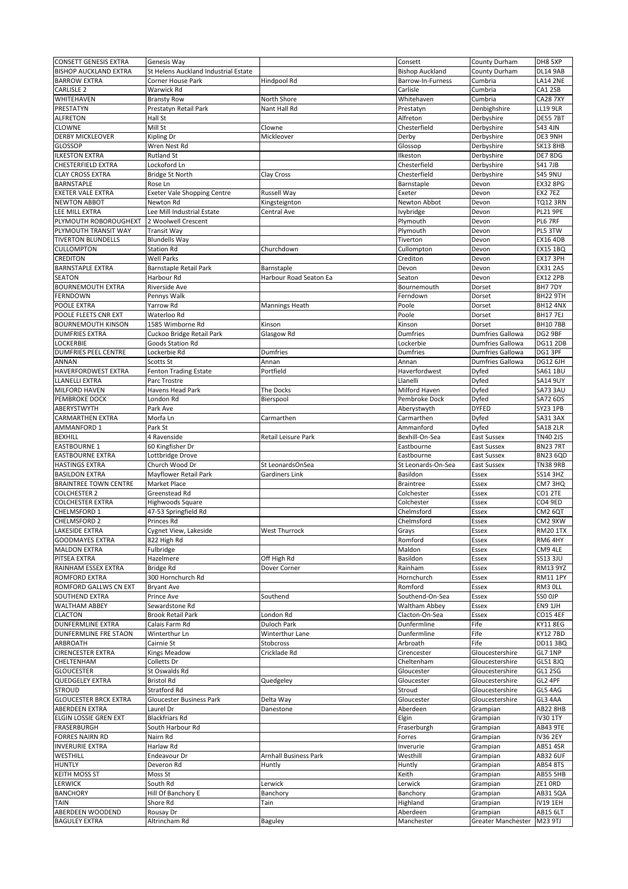| | | | | | |
|---|---|---|---|---|---|
| CONSETT GENESIS EXTRA | Genesis Way | | Consett | County Durham | DH8 5XP |
| BISHOP AUCKLAND EXTRA | St Helens Auckland Industrial Estate | | Bishop Auckland | County Durham | DL14 9AB |
| BARROW EXTRA | Corner House Park | Hindpool Rd | Barrow-In-Furness | Cumbria | LA14 2NE |
| CARLISLE 2 | Warwick Rd | | Carlisle | Cumbria | CA1 2SB |
| WHITEHAVEN | Bransty Row | North Shore | Whitehaven | Cumbria | CA28 7XY |
| PRESTATYN | Prestatyn Retail Park | Nant Hall Rd | Prestatyn | Denbighshire | LL19 9LR |
| ALFRETON | Hall St | | Alfreton | Derbyshire | DE55 7BT |
| CLOWNE | Mill St | Clowne | Chesterfield | Derbyshire | S43 4JN |
| DERBY MICKLEOVER | Kipling Dr | Mickleover | Derby | Derbyshire | DE3 9NH |
| GLOSSOP | Wren Nest Rd | | Glossop | Derbyshire | SK13 8HB |
| ILKESTON EXTRA | Rutland St | | Ilkeston | Derbyshire | DE7 8DG |
| CHESTERFIELD EXTRA | Lockoford Ln | | Chesterfield | Derbyshire | S41 7JB |
| CLAY CROSS EXTRA | Bridge St North | Clay Cross | Chesterfield | Derbyshire | S45 9NU |
| BARNSTAPLE | Rose Ln | | Barnstaple | Devon | EX32 8PG |
| EXETER VALE EXTRA | Exeter Vale Shopping Centre | Russell Way | Exeter | Devon | EX2 7EZ |
| NEWTON ABBOT | Newton Rd | Kingsteignton | Newton Abbot | Devon | TQ12 3RN |
| LEE MILL EXTRA | Lee Mill Industrial Estate | Central Ave | Ivybridge | Devon | PL21 9PE |
| PLYMOUTH ROBOROUGHEXT | 2 Woolwell Crescent | | Plymouth | Devon | PL6 7RF |
| PLYMOUTH TRANSIT WAY | Transit Way | | Plymouth | Devon | PL5 3TW |
| TIVERTON BLUNDELLS | Blundells Way | | Tiverton | Devon | EX16 4DB |
| CULLOMPTON | Station Rd | Churchdown | Cullompton | Devon | EX15 1BQ |
| CREDITON | Well Parks | | Crediton | Devon | EX17 3PH |
| BARNSTAPLE EXTRA | Barnstaple Retail Park | Barnstaple | Devon | Devon | EX31 2AS |
| SEATON | Harbour Rd | Harbour Road Seaton Ea | Seaton | Devon | EX12 2PB |
| BOURNEMOUTH EXTRA | Riverside Ave | | Bournemouth | Dorset | BH7 7DY |
| FERNDOWN | Pennys Walk | | Ferndown | Dorset | BH22 9TH |
| POOLE EXTRA | Yarrow Rd | Mannings Heath | Poole | Dorset | BH12 4NX |
| POOLE FLEETS CNR EXT | Waterloo Rd | | Poole | Dorset | BH17 7EJ |
| BOURNEMOUTH KINSON | 1585 Wimborne Rd | Kinson | Kinson | Dorset | BH10 7BB |
| DUMFRIES EXTRA | Cuckoo Bridge Retail Park | Glasgow Rd | Dumfries | Dumfries Gallowa | DG2 9BF |
| LOCKERBIE | Goods Station Rd | | Lockerbie | Dumfries Gallowa | DG11 2DB |
| DUMFRIES PEEL CENTRE | Lockerbie Rd | Dumfries | Dumfries | Dumfries Gallowa | DG1 3PF |
| ANNAN | Scotts St | Annan | Annan | Dumfries Gallowa | DG12 6JH |
| HAVERFORDWEST EXTRA | Fenton Trading Estate | Portfield | Haverfordwest | Dyfed | SA61 1BU |
| LLANELLI EXTRA | Parc Trostre | | Llanelli | Dyfed | SA14 9UY |
| MILFORD HAVEN | Havens Head Park | The Docks | Milford Haven | Dyfed | SA73 3AU |
| PEMBROKE DOCK | London Rd | Bierspool | Pembroke Dock | Dyfed | SA72 6DS |
| ABERYSTWYTH | Park Ave | | Aberystwyth | DYFED | SY23 1PB |
| CARMARTHEN EXTRA | Morfa Ln | Carmarthen | Carmarthen | Dyfed | SA31 3AX |
| AMMANFORD 1 | Park St | | Ammanford | Dyfed | SA18 2LR |
| BEXHILL | 4 Ravenside | Retail Leisure Park | Bexhill-On-Sea | East Sussex | TN40 2JS |
| EASTBOURNE 1 | 60 Kingfisher Dr | | Eastbourne | East Sussex | BN23 7RT |
| EASTBOURNE EXTRA | Lottbridge Drove | | Eastbourne | East Sussex | BN23 6QD |
| HASTINGS EXTRA | Church Wood Dr | St LeonardsOnSea | St Leonards-On-Sea | East Sussex | TN38 9RB |
| BASILDON EXTRA | Mayflower Retail Park | Gardiners Link | Basildon | Essex | SS14 3HZ |
| BRAINTREE TOWN CENTRE | Market Place | | Braintree | Essex | CM7 3HQ |
| COLCHESTER 2 | Greenstead Rd | | Colchester | Essex | CO1 2TE |
| COLCHESTER EXTRA | Highwoods Square | | Colchester | Essex | CO4 9ED |
| CHELMSFORD 1 | 47-53 Springfield Rd | | Chelmsford | Essex | CM2 6QT |
| CHELMSFORD 2 | Princes Rd | | Chelmsford | Essex | CM2 9XW |
| LAKESIDE EXTRA | Cygnet View, Lakeside | West Thurrock | Grays | Essex | RM20 1TX |
| GOODMAYES EXTRA | 822 High Rd | | Romford | Essex | RM6 4HY |
| MALDON EXTRA | Fulbridge | | Maldon | Essex | CM9 4LE |
| PITSEA EXTRA | Hazelmere | Off High Rd | Basildon | Essex | SS13 3JU |
| RAINHAM ESSEX EXTRA | Bridge Rd | Dover Corner | Rainham | Essex | RM13 9YZ |
| ROMFORD EXTRA | 300 Hornchurch Rd | | Hornchurch | Essex | RM11 1PY |
| ROMFORD GALLWS CN EXT | Bryant Ave | | Romford | Essex | RM3 0LL |
| SOUTHEND EXTRA | Prince Ave | Southend | Southend-On-Sea | Essex | SS0 0JP |
| WALTHAM ABBEY | Sewardstone Rd | | Waltham Abbey | Essex | EN9 1JH |
| CLACTON | Brook Retail Park | London Rd | Clacton-On-Sea | Essex | CO15 4EF |
| DUNFERMLINE EXTRA | Calais Farm Rd | Duloch Park | Dunfermline | Fife | KY11 8EG |
| DUNFERMLINE FRE STAON | Winterthur Ln | Winterthur Lane | Dunfermline | Fife | KY12 7BD |
| ARBROATH | Cairnie St | Stobcross | Arbroath | Fife | DD11 3BQ |
| CIRENCESTER EXTRA | Kings Meadow | Cricklade Rd | Cirencester | Gloucestershire | GL7 1NP |
| CHELTENHAM | Colletts Dr | | Cheltenham | Gloucestershire | GL51 8JQ |
| GLOUCESTER | St Oswalds Rd | | Gloucester | Gloucestershire | GL1 2SG |
| QUEDGELEY EXTRA | Bristol Rd | Quedgeley | Gloucester | Gloucestershire | GL2 4PF |
| STROUD | Stratford Rd | | Stroud | Gloucestershire | GL5 4AG |
| GLOUCESTER BRCK EXTRA | Gloucester Business Park | Delta Way | Gloucester | Gloucestershire | GL3 4AA |
| ABERDEEN EXTRA | Laurel Dr | Danestone | Aberdeen | Grampian | AB22 8HB |
| ELGIN LOSSIE GREN EXT | Blackfriars Rd | | Elgin | Grampian | IV30 1TY |
| FRASERBURGH | South Harbour Rd | | Fraserburgh | Grampian | AB43 9TE |
| FORRES NAIRN RD | Nairn Rd | | Forres | Grampian | IV36 2EY |
| INVERURIE EXTRA | Harlaw Rd | | Inverurie | Grampian | AB51 4SR |
| WESTHILL | Endeavour Dr | Arnhall Business Park | Westhill | Grampian | AB32 6UF |
| HUNTLY | Deveron Rd | Huntly | Huntly | Grampian | AB54 8TS |
| KEITH MOSS ST | Moss St | | Keith | Grampian | AB55 5HB |
| LERWICK | South Rd | Lerwick | Lerwick | Grampian | ZE1 0RD |
| BANCHORY | Hill Of Banchory E | Banchory | Banchory | Grampian | AB31 5QA |
| TAIN | Shore Rd | Tain | Highland | Grampian | IV19 1EH |
| ABERDEEN WOODEND | Rousay Dr | | Aberdeen | Grampian | AB15 6LT |
| BAGULEY EXTRA | Altrincham Rd | Baguley | Manchester | Greater Manchester | M23 9TJ |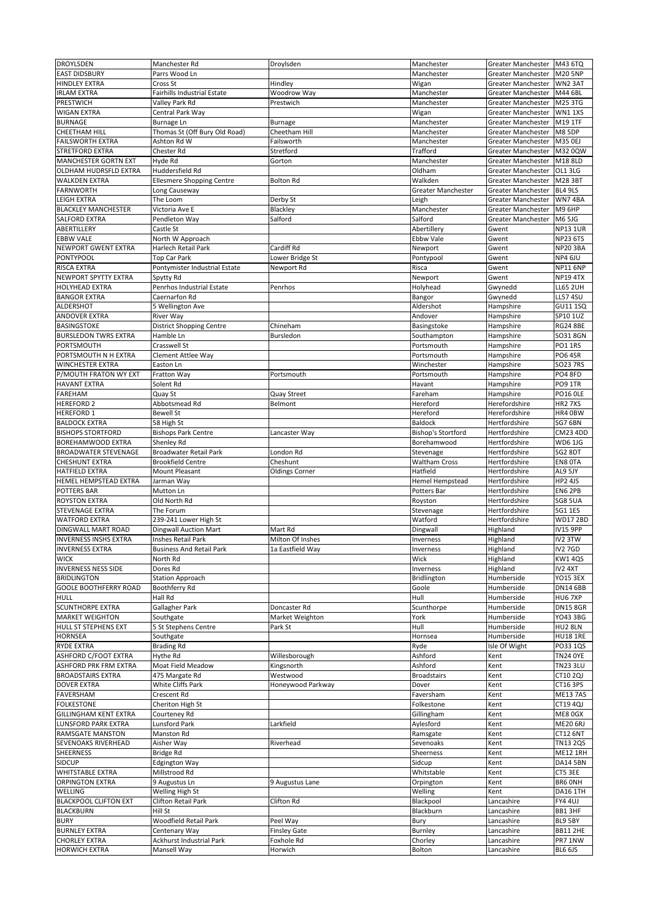| | | | | | |
|---|---|---|---|---|---|
| DROYLSDEN | Manchester Rd | Droylsden | Manchester | Greater Manchester | M43 6TQ |
| EAST DIDSBURY | Parrs Wood Ln | | Manchester | Greater Manchester | M20 5NP |
| HINDLEY EXTRA | Cross St | Hindley | Wigan | Greater Manchester | WN2 3AT |
| IRLAM EXTRA | Fairhills Industrial Estate | Woodrow Way | Manchester | Greater Manchester | M44 6BL |
| PRESTWICH | Valley Park Rd | Prestwich | Manchester | Greater Manchester | M25 3TG |
| WIGAN EXTRA | Central Park Way | | Wigan | Greater Manchester | WN1 1XS |
| BURNAGE | Burnage Ln | Burnage | Manchester | Greater Manchester | M19 1TF |
| CHEETHAM HILL | Thomas St (Off Bury Old Road) | Cheetham Hill | Manchester | Greater Manchester | M8 5DP |
| FAILSWORTH EXTRA | Ashton Rd W | Failsworth | Manchester | Greater Manchester | M35 0EJ |
| STRETFORD EXTRA | Chester Rd | Stretford | Trafford | Greater Manchester | M32 0QW |
| MANCHESTER GORTN EXT | Hyde Rd | Gorton | Manchester | Greater Manchester | M18 8LD |
| OLDHAM HUDRSFLD EXTRA | Huddersfield Rd | | Oldham | Greater Manchester | OL1 3LG |
| WALKDEN EXTRA | Ellesmere Shopping Centre | Bolton Rd | Walkden | Greater Manchester | M28 3BT |
| FARNWORTH | Long Causeway | | Greater Manchester | Greater Manchester | BL4 9LS |
| LEIGH EXTRA | The Loom | Derby St | Leigh | Greater Manchester | WN7 4BA |
| BLACKLEY MANCHESTER | Victoria Ave E | Blackley | Manchester | Greater Manchester | M9 6HP |
| SALFORD EXTRA | Pendleton Way | Salford | Salford | Greater Manchester | M6 5JG |
| ABERTILLERY | Castle St | | Abertillery | Gwent | NP13 1UR |
| EBBW VALE | North W Approach | | Ebbw Vale | Gwent | NP23 6TS |
| NEWPORT GWENT EXTRA | Harlech Retail Park | Cardiff Rd | Newport | Gwent | NP20 3BA |
| PONTYPOOL | Top Car Park | Lower Bridge St | Pontypool | Gwent | NP4 6JU |
| RISCA EXTRA | Pontymister Industrial Estate | Newport Rd | Risca | Gwent | NP11 6NP |
| NEWPORT SPYTTY EXTRA | Spytty Rd | | Newport | Gwent | NP19 4TX |
| HOLYHEAD EXTRA | Penrhos Industrial Estate | Penrhos | Holyhead | Gwynedd | LL65 2UH |
| BANGOR EXTRA | Caernarfon Rd | | Bangor | Gwynedd | LL57 4SU |
| ALDERSHOT | 5 Wellington Ave | | Aldershot | Hampshire | GU11 1SQ |
| ANDOVER EXTRA | River Way | | Andover | Hampshire | SP10 1UZ |
| BASINGSTOKE | District Shopping Centre | Chineham | Basingstoke | Hampshire | RG24 8BE |
| BURSLEDON TWRS EXTRA | Hamble Ln | Bursledon | Southampton | Hampshire | SO31 8GN |
| PORTSMOUTH | Crasswell St | | Portsmouth | Hampshire | PO1 1RS |
| PORTSMOUTH N H EXTRA | Clement Attlee Way | | Portsmouth | Hampshire | PO6 4SR |
| WINCHESTER EXTRA | Easton Ln | | Winchester | Hampshire | SO23 7RS |
| P/MOUTH FRATON WY EXT | Fratton Way | Portsmouth | Portsmouth | Hampshire | PO4 8FD |
| HAVANT EXTRA | Solent Rd | | Havant | Hampshire | PO9 1TR |
| FAREHAM | Quay St | Quay Street | Fareham | Hampshire | PO16 0LE |
| HEREFORD 2 | Abbotsmead Rd | Belmont | Hereford | Herefordshire | HR2 7XS |
| HEREFORD 1 | Bewell St | | Hereford | Herefordshire | HR4 0BW |
| BALDOCK EXTRA | 58 High St | | Baldock | Hertfordshire | SG7 6BN |
| BISHOPS STORTFORD | Bishops Park Centre | Lancaster Way | Bishop's Stortford | Hertfordshire | CM23 4DD |
| BOREHAMWOOD EXTRA | Shenley Rd | | Borehamwood | Hertfordshire | WD6 1JG |
| BROADWATER STEVENAGE | Broadwater Retail Park | London Rd | Stevenage | Hertfordshire | SG2 8DT |
| CHESHUNT EXTRA | Brookfield Centre | Cheshunt | Waltham Cross | Hertfordshire | EN8 0TA |
| HATFIELD EXTRA | Mount Pleasant | Oldings Corner | Hatfield | Hertfordshire | AL9 5JY |
| HEMEL HEMPSTEAD EXTRA | Jarman Way | | Hemel Hempstead | Hertfordshire | HP2 4JS |
| POTTERS BAR | Mutton Ln | | Potters Bar | Hertfordshire | EN6 2PB |
| ROYSTON EXTRA | Old North Rd | | Royston | Hertfordshire | SG8 5UA |
| STEVENAGE EXTRA | The Forum | | Stevenage | Hertfordshire | SG1 1ES |
| WATFORD EXTRA | 239-241 Lower High St | | Watford | Hertfordshire | WD17 2BD |
| DINGWALL MART ROAD | Dingwall Auction Mart | Mart Rd | Dingwall | Highland | IV15 9PP |
| INVERNESS INSHS EXTRA | Inshes Retail Park | Milton Of Inshes | Inverness | Highland | IV2 3TW |
| INVERNESS EXTRA | Business And Retail Park | 1a Eastfield Way | Inverness | Highland | IV2 7GD |
| WICK | North Rd | | Wick | Highland | KW1 4QS |
| INVERNESS NESS SIDE | Dores Rd | | Inverness | Highland | IV2 4XT |
| BRIDLINGTON | Station Approach | | Bridlington | Humberside | YO15 3EX |
| GOOLE BOOTHFERRY ROAD | Boothferry Rd | | Goole | Humberside | DN14 6BB |
| HULL | Hall Rd | | Hull | Humberside | HU6 7XP |
| SCUNTHORPE EXTRA | Gallagher Park | Doncaster Rd | Scunthorpe | Humberside | DN15 8GR |
| MARKET WEIGHTON | Southgate | Market Weighton | York | Humberside | YO43 3BG |
| HULL ST STEPHENS EXT | 5 St Stephens Centre | Park St | Hull | Humberside | HU2 8LN |
| HORNSEA | Southgate | | Hornsea | Humberside | HU18 1RE |
| RYDE EXTRA | Brading Rd | | Ryde | Isle Of Wight | PO33 1QS |
| ASHFORD C/FOOT EXTRA | Hythe Rd | Willesborough | Ashford | Kent | TN24 0YE |
| ASHFORD PRK FRM EXTRA | Moat Field Meadow | Kingsnorth | Ashford | Kent | TN23 3LU |
| BROADSTAIRS EXTRA | 475 Margate Rd | Westwood | Broadstairs | Kent | CT10 2QJ |
| DOVER EXTRA | White Cliffs Park | Honeywood Parkway | Dover | Kent | CT16 3PS |
| FAVERSHAM | Crescent Rd | | Faversham | Kent | ME13 7AS |
| FOLKESTONE | Cheriton High St | | Folkestone | Kent | CT19 4QJ |
| GILLINGHAM KENT EXTRA | Courteney Rd | | Gillingham | Kent | ME8 0GX |
| LUNSFORD PARK EXTRA | Lunsford Park | Larkfield | Aylesford | Kent | ME20 6RJ |
| RAMSGATE MANSTON | Manston Rd | | Ramsgate | Kent | CT12 6NT |
| SEVENOAKS RIVERHEAD | Aisher Way | Riverhead | Sevenoaks | Kent | TN13 2QS |
| SHEERNESS | Bridge Rd | | Sheerness | Kent | ME12 1RH |
| SIDCUP | Edgington Way | | Sidcup | Kent | DA14 5BN |
| WHITSTABLE EXTRA | Millstrood Rd | | Whitstable | Kent | CT5 3EE |
| ORPINGTON EXTRA | 9 Augustus Ln | 9 Augustus Lane | Orpington | Kent | BR6 0NH |
| WELLING | Welling High St | | Welling | Kent | DA16 1TH |
| BLACKPOOL CLIFTON EXT | Clifton Retail Park | Clifton Rd | Blackpool | Lancashire | FY4 4UJ |
| BLACKBURN | Hill St | | Blackburn | Lancashire | BB1 3HF |
| BURY | Woodfield Retail Park | Peel Way | Bury | Lancashire | BL9 5BY |
| BURNLEY EXTRA | Centenary Way | Finsley Gate | Burnley | Lancashire | BB11 2HE |
| CHORLEY EXTRA | Ackhurst Industrial Park | Foxhole Rd | Chorley | Lancashire | PR7 1NW |
| HORWICH EXTRA | Mansell Way | Horwich | Bolton | Lancashire | BL6 6JS |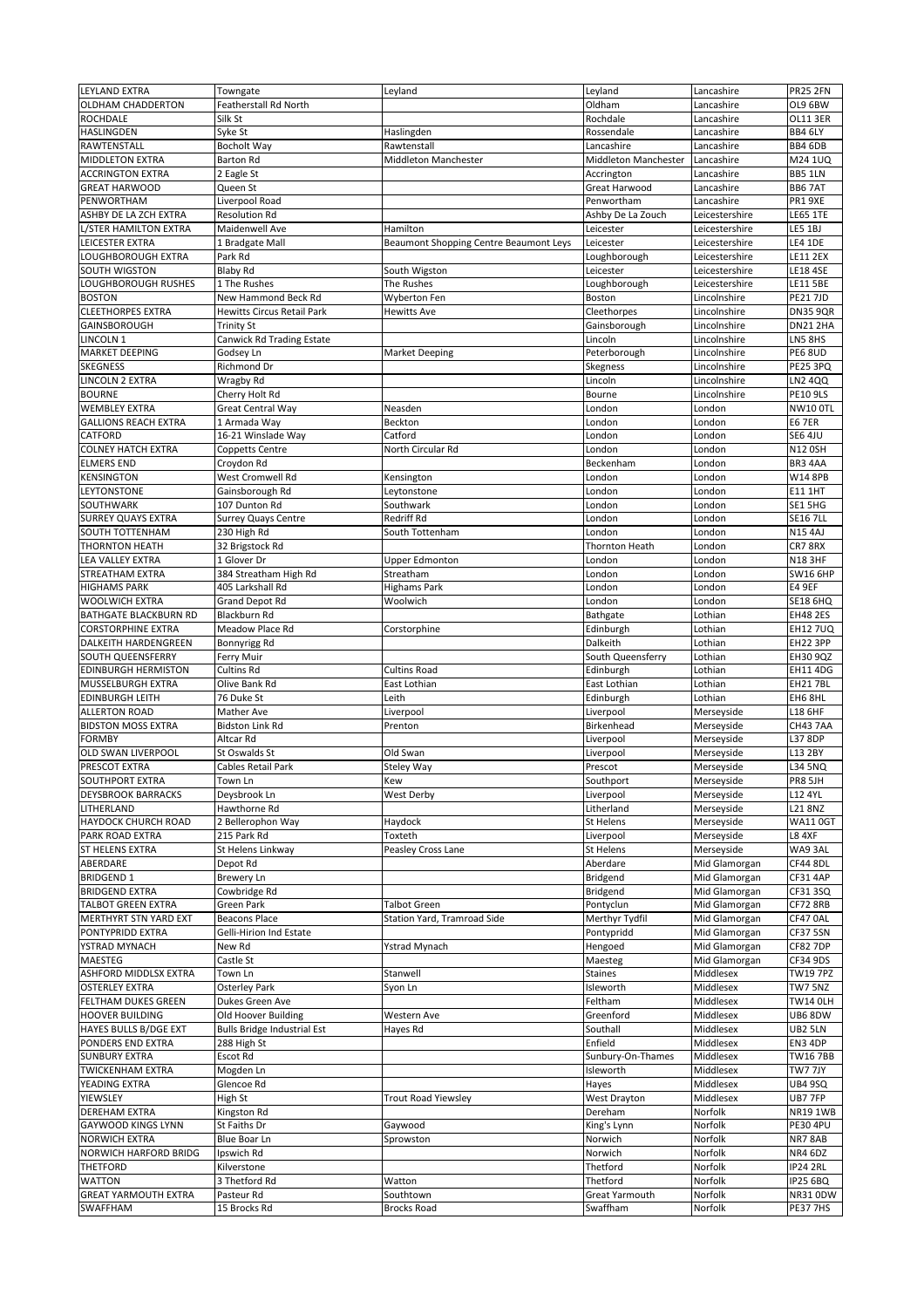| LEYLAND EXTRA | Towngate | Leyland | Leyland | Lancashire | PR25 2FN |
|---|---|---|---|---|---|
| OLDHAM CHADDERTON | Featherstall Rd North | | Oldham | Lancashire | OL9 6BW |
| ROCHDALE | Silk St | | Rochdale | Lancashire | OL11 3ER |
| HASLINGDEN | Syke St | Haslingden | Rossendale | Lancashire | BB4 6LY |
| RAWTENSTALL | Bocholt Way | Rawtenstall | Lancashire | Lancashire | BB4 6DB |
| MIDDLETON EXTRA | Barton Rd | Middleton Manchester | Middleton Manchester | Lancashire | M24 1UQ |
| ACCRINGTON EXTRA | 2 Eagle St | | Accrington | Lancashire | BB5 1LN |
| GREAT HARWOOD | Queen St | | Great Harwood | Lancashire | BB6 7AT |
| PENWORTHAM | Liverpool Road | | Penwortham | Lancashire | PR1 9XE |
| ASHBY DE LA ZCH EXTRA | Resolution Rd | | Ashby De La Zouch | Leicestershire | LE65 1TE |
| L/STER HAMILTON EXTRA | Maidenwell Ave | Hamilton | Leicester | Leicestershire | LE5 1BJ |
| LEICESTER EXTRA | 1 Bradgate Mall | Beaumont Shopping Centre Beaumont Leys | Leicester | Leicestershire | LE4 1DE |
| LOUGHBOROUGH EXTRA | Park Rd | | Loughborough | Leicestershire | LE11 2EX |
| SOUTH WIGSTON | Blaby Rd | South Wigston | Leicester | Leicestershire | LE18 4SE |
| LOUGHBOROUGH RUSHES | 1 The Rushes | The Rushes | Loughborough | Leicestershire | LE11 5BE |
| BOSTON | New Hammond Beck Rd | Wyberton Fen | Boston | Lincolnshire | PE21 7JD |
| CLEETHORPES EXTRA | Hewitts Circus Retail Park | Hewitts Ave | Cleethorpes | Lincolnshire | DN35 9QR |
| GAINSBOROUGH | Trinity St | | Gainsborough | Lincolnshire | DN21 2HA |
| LINCOLN 1 | Canwick Rd Trading Estate | | Lincoln | Lincolnshire | LN5 8HS |
| MARKET DEEPING | Godsey Ln | Market Deeping | Peterborough | Lincolnshire | PE6 8UD |
| SKEGNESS | Richmond Dr | | Skegness | Lincolnshire | PE25 3PQ |
| LINCOLN 2 EXTRA | Wragby Rd | | Lincoln | Lincolnshire | LN2 4QQ |
| BOURNE | Cherry Holt Rd | | Bourne | Lincolnshire | PE10 9LS |
| WEMBLEY EXTRA | Great Central Way | Neasden | London | London | NW10 0TL |
| GALLIONS REACH EXTRA | 1 Armada Way | Beckton | London | London | E6 7ER |
| CATFORD | 16-21 Winslade Way | Catford | London | London | SE6 4JU |
| COLNEY HATCH EXTRA | Coppetts Centre | North Circular Rd | London | London | N12 0SH |
| ELMERS END | Croydon Rd | | Beckenham | London | BR3 4AA |
| KENSINGTON | West Cromwell Rd | Kensington | London | London | W14 8PB |
| LEYTONSTONE | Gainsborough Rd | Leytonstone | London | London | E11 1HT |
| SOUTHWARK | 107 Dunton Rd | Southwark | London | London | SE1 5HG |
| SURREY QUAYS EXTRA | Surrey Quays Centre | Redriff Rd | London | London | SE16 7LL |
| SOUTH TOTTENHAM | 230 High Rd | South Tottenham | London | London | N15 4AJ |
| THORNTON HEATH | 32 Brigstock Rd | | Thornton Heath | London | CR7 8RX |
| LEA VALLEY EXTRA | 1 Glover Dr | Upper Edmonton | London | London | N18 3HF |
| STREATHAM EXTRA | 384 Streatham High Rd | Streatham | London | London | SW16 6HP |
| HIGHAMS PARK | 405 Larkshall Rd | Highams Park | London | London | E4 9EF |
| WOOLWICH EXTRA | Grand Depot Rd | Woolwich | London | London | SE18 6HQ |
| BATHGATE BLACKBURN RD | Blackburn Rd | | Bathgate | Lothian | EH48 2ES |
| CORSTORPHINE EXTRA | Meadow Place Rd | Corstorphine | Edinburgh | Lothian | EH12 7UQ |
| DALKEITH HARDENGREEN | Bonnyrigg Rd | | Dalkeith | Lothian | EH22 3PP |
| SOUTH QUEENSFERRY | Ferry Muir | | South Queensferry | Lothian | EH30 9QZ |
| EDINBURGH HERMISTON | Cultins Rd | Cultins Road | Edinburgh | Lothian | EH11 4DG |
| MUSSELBURGH EXTRA | Olive Bank Rd | East Lothian | East Lothian | Lothian | EH21 7BL |
| EDINBURGH LEITH | 76 Duke St | Leith | Edinburgh | Lothian | EH6 8HL |
| ALLERTON ROAD | Mather Ave | Liverpool | Liverpool | Merseyside | L18 6HF |
| BIDSTON MOSS EXTRA | Bidston Link Rd | Prenton | Birkenhead | Merseyside | CH43 7AA |
| FORMBY | Altcar Rd | | Liverpool | Merseyside | L37 8DP |
| OLD SWAN LIVERPOOL | St Oswalds St | Old Swan | Liverpool | Merseyside | L13 2BY |
| PRESCOT EXTRA | Cables Retail Park | Steley Way | Prescot | Merseyside | L34 5NQ |
| SOUTHPORT EXTRA | Town Ln | Kew | Southport | Merseyside | PR8 5JH |
| DEYSBROOK BARRACKS | Deysbrook Ln | West Derby | Liverpool | Merseyside | L12 4YL |
| LITHERLAND | Hawthorne Rd | | Litherland | Merseyside | L21 8NZ |
| HAYDOCK CHURCH ROAD | 2 Bellerophon Way | Haydock | St Helens | Merseyside | WA11 0GT |
| PARK ROAD EXTRA | 215 Park Rd | Toxteth | Liverpool | Merseyside | L8 4XF |
| ST HELENS EXTRA | St Helens Linkway | Peasley Cross Lane | St Helens | Merseyside | WA9 3AL |
| ABERDARE | Depot Rd | | Aberdare | Mid Glamorgan | CF44 8DL |
| BRIDGEND 1 | Brewery Ln | | Bridgend | Mid Glamorgan | CF31 4AP |
| BRIDGEND EXTRA | Cowbridge Rd | | Bridgend | Mid Glamorgan | CF31 3SQ |
| TALBOT GREEN EXTRA | Green Park | Talbot Green | Pontyclun | Mid Glamorgan | CF72 8RB |
| MERTHYRT STN YARD EXT | Beacons Place | Station Yard, Tramroad Side | Merthyr Tydfil | Mid Glamorgan | CF47 0AL |
| PONTYPRIDD EXTRA | Gelli-Hirion Ind Estate | | Pontypridd | Mid Glamorgan | CF37 5SN |
| YSTRAD MYNACH | New Rd | Ystrad Mynach | Hengoed | Mid Glamorgan | CF82 7DP |
| MAESTEG | Castle St | | Maesteg | Mid Glamorgan | CF34 9DS |
| ASHFORD MIDDLSX EXTRA | Town Ln | Stanwell | Staines | Middlesex | TW19 7PZ |
| OSTERLEY EXTRA | Osterley Park | Syon Ln | Isleworth | Middlesex | TW7 5NZ |
| FELTHAM DUKES GREEN | Dukes Green Ave | | Feltham | Middlesex | TW14 0LH |
| HOOVER BUILDING | Old Hoover Building | Western Ave | Greenford | Middlesex | UB6 8DW |
| HAYES BULLS B/DGE EXT | Bulls Bridge Industrial Est | Hayes Rd | Southall | Middlesex | UB2 5LN |
| PONDERS END EXTRA | 288 High St | | Enfield | Middlesex | EN3 4DP |
| SUNBURY EXTRA | Escot Rd | | Sunbury-On-Thames | Middlesex | TW16 7BB |
| TWICKENHAM EXTRA | Mogden Ln | | Isleworth | Middlesex | TW7 7JY |
| YEADING EXTRA | Glencoe Rd | | Hayes | Middlesex | UB4 9SQ |
| YIEWSLEY | High St | Trout Road Yiewsley | West Drayton | Middlesex | UB7 7FP |
| DEREHAM EXTRA | Kingston Rd | | Dereham | Norfolk | NR19 1WB |
| GAYWOOD KINGS LYNN | St Faiths Dr | Gaywood | King's Lynn | Norfolk | PE30 4PU |
| NORWICH EXTRA | Blue Boar Ln | Sprowston | Norwich | Norfolk | NR7 8AB |
| NORWICH HARFORD BRIDG | Ipswich Rd | | Norwich | Norfolk | NR4 6DZ |
| THETFORD | Kilverstone | | Thetford | Norfolk | IP24 2RL |
| WATTON | 3 Thetford Rd | Watton | Thetford | Norfolk | IP25 6BQ |
| GREAT YARMOUTH EXTRA | Pasteur Rd | Southtown | Great Yarmouth | Norfolk | NR31 0DW |
| SWAFFHAM | 15 Brocks Rd | Brocks Road | Swaffham | Norfolk | PE37 7HS |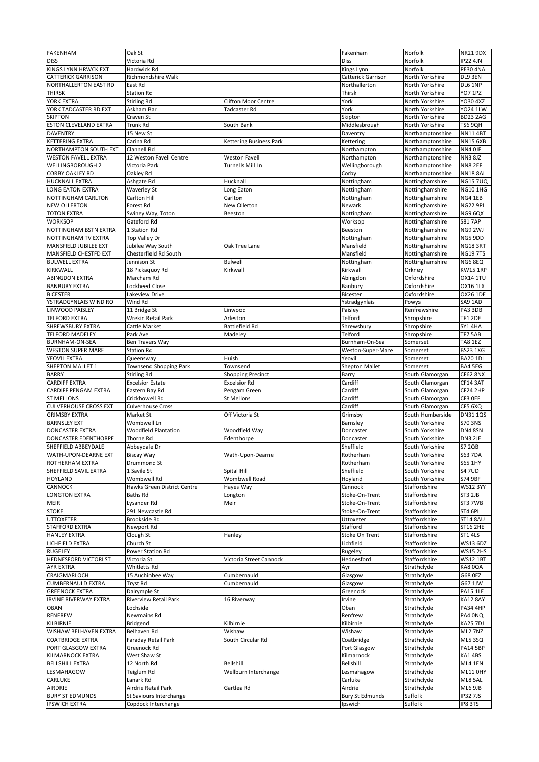| FAKENHAM | Oak St | | Fakenham | Norfolk | NR21 9DX |
|---|---|---|---|---|---|
| DISS | Victoria Rd | | Diss | Norfolk | IP22 4JN |
| KINGS LYNN HRWCK EXT | Hardwick Rd | | Kings Lynn | Norfolk | PE30 4NA |
| CATTERICK GARRISON | Richmondshire Walk | | Catterick Garrison | North Yorkshire | DL9 3EN |
| NORTHALLERTON EAST RD | East Rd | | Northallerton | North Yorkshire | DL6 1NP |
| THIRSK | Station Rd | | Thirsk | North Yorkshire | YO7 1PZ |
| YORK EXTRA | Stirling Rd | Clifton Moor Centre | York | North Yorkshire | YO30 4XZ |
| YORK TADCASTER RD EXT | Askham Bar | Tadcaster Rd | York | North Yorkshire | YO24 1LW |
| SKIPTON | Craven St | | Skipton | North Yorkshire | BD23 2AG |
| ESTON CLEVELAND EXTRA | Trunk Rd | South Bank | Middlesbrough | North Yorkshire | TS6 9QH |
| DAVENTRY | 15 New St | | Daventry | Northamptonshire | NN11 4BT |
| KETTERING EXTRA | Carina Rd | Kettering Business Park | Kettering | Northamptonshire | NN15 6XB |
| NORTHAMPTON SOUTH EXT | Clannell Rd | | Northampton | Northamptonshire | NN4 0JF |
| WESTON FAVELL EXTRA | 12 Weston Favell Centre | Weston Favell | Northampton | Northamptonshire | NN3 8JZ |
| WELLINGBOROUGH 2 | Victoria Park | Turnells Mill Ln | Wellingborough | Northamptonshire | NN8 2EF |
| CORBY OAKLEY RD | Oakley Rd | | Corby | Northamptonshire | NN18 8AL |
| HUCKNALL EXTRA | Ashgate Rd | Hucknall | Nottingham | Nottinghamshire | NG15 7UQ |
| LONG EATON EXTRA | Waverley St | Long Eaton | Nottingham | Nottinghamshire | NG10 1HG |
| NOTTINGHAM CARLTON | Carlton Hill | Carlton | Nottingham | Nottinghamshire | NG4 1EB |
| NEW OLLERTON | Forest Rd | New Ollerton | Newark | Nottinghamshire | NG22 9PL |
| TOTON EXTRA | Swiney Way, Toton | Beeston | Nottingham | Nottinghamshire | NG9 6QX |
| WORKSOP | Gateford Rd | | Worksop | Nottinghamshire | S81 7AP |
| NOTTINGHAM BSTN EXTRA | 1 Station Rd | | Beeston | Nottinghamshire | NG9 2WJ |
| NOTTINGHAM TV EXTRA | Top Valley Dr | | Nottingham | Nottinghamshire | NG5 9DD |
| MANSFIELD JUBILEE EXT | Jubilee Way South | Oak Tree Lane | Mansfield | Nottinghamshire | NG18 3RT |
| MANSFIELD CHESTFD EXT | Chesterfield Rd South | | Mansfield | Nottinghamshire | NG19 7TS |
| BULWELL EXTRA | Jennison St | Bulwell | Nottingham | Nottinghamshire | NG6 8EQ |
| KIRKWALL | 18 Pickaquoy Rd | Kirkwall | Kirkwall | Orkney | KW15 1RP |
| ABINGDON EXTRA | Marcham Rd | | Abingdon | Oxfordshire | OX14 1TU |
| BANBURY EXTRA | Lockheed Close | | Banbury | Oxfordshire | OX16 1LX |
| BICESTER | Lakeview Drive | | Bicester | Oxfordshire | OX26 1DE |
| YSTRADGYNLAIS WIND RO | Wind Rd | | Ystradgynlais | Powys | SA9 1AD |
| LINWOOD PAISLEY | 11 Bridge St | Linwood | Paisley | Renfrewshire | PA3 3DB |
| TELFORD EXTRA | Wrekin Retail Park | Arleston | Telford | Shropshire | TF1 2DE |
| SHREWSBURY EXTRA | Cattle Market | Battlefield Rd | Shrewsbury | Shropshire | SY1 4HA |
| TELFORD MADELEY | Park Ave | Madeley | Telford | Shropshire | TF7 5AB |
| BURNHAM-ON-SEA | Ben Travers Way | | Burnham-On-Sea | Somerset | TA8 1EZ |
| WESTON SUPER MARE | Station Rd | | Weston-Super-Mare | Somerset | BS23 1XG |
| YEOVIL EXTRA | Queensway | Huish | Yeovil | Somerset | BA20 1DL |
| SHEPTON MALLET 1 | Townsend Shopping Park | Townsend | Shepton Mallet | Somerset | BA4 5EG |
| BARRY | Stirling Rd | Shopping Precinct | Barry | South Glamorgan | CF62 8NX |
| CARDIFF EXTRA | Excelsior Estate | Excelsior Rd | Cardiff | South Glamorgan | CF14 3AT |
| CARDIFF PENGAM EXTRA | Eastern Bay Rd | Pengam Green | Cardiff | South Glamorgan | CF24 2HP |
| ST MELLONS | Crickhowell Rd | St Mellons | Cardiff | South Glamorgan | CF3 0EF |
| CULVERHOUSE CROSS EXT | Culverhouse Cross | | Cardiff | South Glamorgan | CF5 6XQ |
| GRIMSBY EXTRA | Market St | Off Victoria St | Grimsby | South Humberside | DN31 1QS |
| BARNSLEY EXT | Wombwell Ln | | Barnsley | South Yorkshire | S70 3NS |
| DONCASTER EXTRA | Woodfield Plantation | Woodfield Way | Doncaster | South Yorkshire | DN4 8SN |
| DONCASTER EDENTHORPE | Thorne Rd | Edenthorpe | Doncaster | South Yorkshire | DN3 2JE |
| SHEFFIELD ABBEYDALE | Abbeydale Dr | | Sheffield | South Yorkshire | S7 2QB |
| WATH-UPON-DEARNE EXT | Biscay Way | Wath-Upon-Dearne | Rotherham | South Yorkshire | S63 7DA |
| ROTHERHAM EXTRA | Drummond St | | Rotherham | South Yorkshire | S65 1HY |
| SHEFFIELD SAVIL EXTRA | 1 Savile St | Spital Hill | Sheffield | South Yorkshire | S4 7UD |
| HOYLAND | Wombwell Rd | Wombwell Road | Hoyland | South Yorkshire | S74 9BF |
| CANNOCK | Hawks Green District Centre | Hayes Way | Cannock | Staffordshire | WS12 3YY |
| LONGTON EXTRA | Baths Rd | Longton | Stoke-On-Trent | Staffordshire | ST3 2JB |
| MEIR | Lysander Rd | Meir | Stoke-On-Trent | Staffordshire | ST3 7WB |
| STOKE | 291 Newcastle Rd | | Stoke-On-Trent | Staffordshire | ST4 6PL |
| UTTOXETER | Brookside Rd | | Uttoxeter | Staffordshire | ST14 8AU |
| STAFFORD EXTRA | Newport Rd | | Stafford | Staffordshire | ST16 2HE |
| HANLEY EXTRA | Clough St | Hanley | Stoke On Trent | Staffordshire | ST1 4LS |
| LICHFIELD EXTRA | Church St | | Lichfield | Staffordshire | WS13 6DZ |
| RUGELEY | Power Station Rd | | Rugeley | Staffordshire | WS15 2HS |
| HEDNESFORD VICTORI ST | Victoria St | Victoria Street Cannock | Hednesford | Staffordshire | WS12 1BT |
| AYR EXTRA | Whitletts Rd | | Ayr | Strathclyde | KA8 0QA |
| CRAIGMARLOCH | 15 Auchinbee Way | Cumbernauld | Glasgow | Strathclyde | G68 0EZ |
| CUMBERNAULD EXTRA | Tryst Rd | Cumbernauld | Glasgow | Strathclyde | G67 1JW |
| GREENOCK EXTRA | Dalrymple St | | Greenock | Strathclyde | PA15 1LE |
| IRVINE RIVERWAY EXTRA | Riverview Retail Park | 16 Riverway | Irvine | Strathclyde | KA12 8AY |
| OBAN | Lochside | | Oban | Strathclyde | PA34 4HP |
| RENFREW | Newmains Rd | | Renfrew | Strathclyde | PA4 0NQ |
| KILBIRNIE | Bridgend | Kilbirnie | Kilbirnie | Strathclyde | KA25 7DJ |
| WISHAW BELHAVEN EXTRA | Belhaven Rd | Wishaw | Wishaw | Strathclyde | ML2 7NZ |
| COATBRIDGE EXTRA | Faraday Retail Park | South Circular Rd | Coatbridge | Strathclyde | ML5 3SQ |
| PORT GLASGOW EXTRA | Greenock Rd | | Port Glasgow | Strathclyde | PA14 5BP |
| KILMARNOCK EXTRA | West Shaw St | | Kilmarnock | Strathclyde | KA1 4BS |
| BELLSHILL EXTRA | 12 North Rd | Bellshill | Bellshill | Strathclyde | ML4 1EN |
| LESMAHAGOW | Teiglum Rd | Wellburn Interchange | Lesmahagow | Strathclyde | ML11 0HY |
| CARLUKE | Lanark Rd | | Carluke | Strathclyde | ML8 5AL |
| AIRDRIE | Airdrie Retail Park | Gartlea Rd | Airdrie | Strathclyde | ML6 9JB |
| BURY ST EDMUNDS | St Saviours Interchange | | Bury St Edmunds | Suffolk | IP32 7JS |
| IPSWICH EXTRA | Copdock Interchange | | Ipswich | Suffolk | IP8 3TS |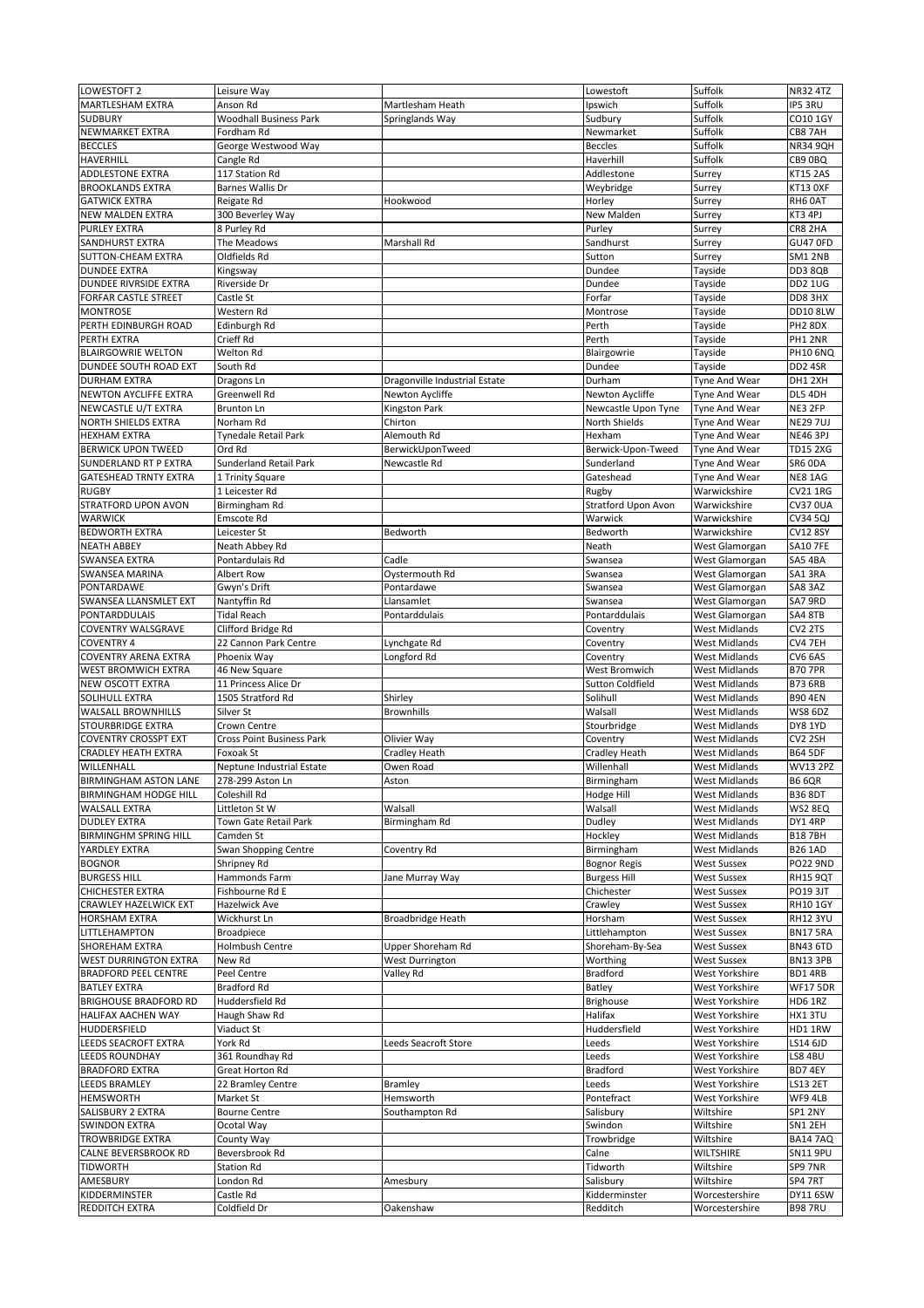| | | | | | |
|---|---|---|---|---|---|
| LOWESTOFT 2 | Leisure Way | | Lowestoft | Suffolk | NR32 4TZ |
| MARTLESHAM EXTRA | Anson Rd | Martlesham Heath | Ipswich | Suffolk | IP5 3RU |
| SUDBURY | Woodhall Business Park | Springlands Way | Sudbury | Suffolk | CO10 1GY |
| NEWMARKET EXTRA | Fordham Rd | | Newmarket | Suffolk | CB8 7AH |
| BECCLES | George Westwood Way | | Beccles | Suffolk | NR34 9QH |
| HAVERHILL | Cangle Rd | | Haverhill | Suffolk | CB9 0BQ |
| ADDLESTONE EXTRA | 117 Station Rd | | Addlestone | Surrey | KT15 2AS |
| BROOKLANDS EXTRA | Barnes Wallis Dr | | Weybridge | Surrey | KT13 0XF |
| GATWICK EXTRA | Reigate Rd | Hookwood | Horley | Surrey | RH6 0AT |
| NEW MALDEN EXTRA | 300 Beverley Way | | New Malden | Surrey | KT3 4PJ |
| PURLEY EXTRA | 8 Purley Rd | | Purley | Surrey | CR8 2HA |
| SANDHURST EXTRA | The Meadows | Marshall Rd | Sandhurst | Surrey | GU47 0FD |
| SUTTON-CHEAM EXTRA | Oldfields Rd | | Sutton | Surrey | SM1 2NB |
| DUNDEE EXTRA | Kingsway | | Dundee | Tayside | DD3 8QB |
| DUNDEE RIVRSIDE EXTRA | Riverside Dr | | Dundee | Tayside | DD2 1UG |
| FORFAR CASTLE STREET | Castle St | | Forfar | Tayside | DD8 3HX |
| MONTROSE | Western Rd | | Montrose | Tayside | DD10 8LW |
| PERTH EDINBURGH ROAD | Edinburgh Rd | | Perth | Tayside | PH2 8DX |
| PERTH EXTRA | Crieff Rd | | Perth | Tayside | PH1 2NR |
| BLAIRGOWRIE WELTON | Welton Rd | | Blairgowrie | Tayside | PH10 6NQ |
| DUNDEE SOUTH ROAD EXT | South Rd | | Dundee | Tayside | DD2 4SR |
| DURHAM EXTRA | Dragons Ln | Dragonville Industrial Estate | Durham | Tyne And Wear | DH1 2XH |
| NEWTON AYCLIFFE EXTRA | Greenwell Rd | Newton Aycliffe | Newton Aycliffe | Tyne And Wear | DL5 4DH |
| NEWCASTLE U/T EXTRA | Brunton Ln | Kingston Park | Newcastle Upon Tyne | Tyne And Wear | NE3 2FP |
| NORTH SHIELDS EXTRA | Norham Rd | Chirton | North Shields | Tyne And Wear | NE29 7UJ |
| HEXHAM EXTRA | Tynedale Retail Park | Alemouth Rd | Hexham | Tyne And Wear | NE46 3PJ |
| BERWICK UPON TWEED | Ord Rd | BerwickUponTweed | Berwick-Upon-Tweed | Tyne And Wear | TD15 2XG |
| SUNDERLAND RT P EXTRA | Sunderland Retail Park | Newcastle Rd | Sunderland | Tyne And Wear | SR6 0DA |
| GATESHEAD TRNTY EXTRA | 1 Trinity Square | | Gateshead | Tyne And Wear | NE8 1AG |
| RUGBY | 1 Leicester Rd | | Rugby | Warwickshire | CV21 1RG |
| STRATFORD UPON AVON | Birmingham Rd | | Stratford Upon Avon | Warwickshire | CV37 0UA |
| WARWICK | Emscote Rd | | Warwick | Warwickshire | CV34 5QJ |
| BEDWORTH EXTRA | Leicester St | Bedworth | Bedworth | Warwickshire | CV12 8SY |
| NEATH ABBEY | Neath Abbey Rd | | Neath | West Glamorgan | SA10 7FE |
| SWANSEA EXTRA | Pontardulais Rd | Cadle | Swansea | West Glamorgan | SA5 4BA |
| SWANSEA MARINA | Albert Row | Oystermouth Rd | Swansea | West Glamorgan | SA1 3RA |
| PONTARDAWE | Gwyn's Drift | Pontardawe | Swansea | West Glamorgan | SA8 3AZ |
| SWANSEA LLANSMLET EXT | Nantyffin Rd | Llansamlet | Swansea | West Glamorgan | SA7 9RD |
| PONTARDDULAIS | Tidal Reach | Pontarddulais | Pontarddulais | West Glamorgan | SA4 8TB |
| COVENTRY WALSGRAVE | Clifford Bridge Rd | | Coventry | West Midlands | CV2 2TS |
| COVENTRY 4 | 22 Cannon Park Centre | Lynchgate Rd | Coventry | West Midlands | CV4 7EH |
| COVENTRY ARENA EXTRA | Phoenix Way | Longford Rd | Coventry | West Midlands | CV6 6AS |
| WEST BROMWICH EXTRA | 46 New Square | | West Bromwich | West Midlands | B70 7PR |
| NEW OSCOTT EXTRA | 11 Princess Alice Dr | | Sutton Coldfield | West Midlands | B73 6RB |
| SOLIHULL EXTRA | 1505 Stratford Rd | Shirley | Solihull | West Midlands | B90 4EN |
| WALSALL BROWNHILLS | Silver St | Brownhills | Walsall | West Midlands | WS8 6DZ |
| STOURBRIDGE EXTRA | Crown Centre | | Stourbridge | West Midlands | DY8 1YD |
| COVENTRY CROSSPT EXT | Cross Point Business Park | Olivier Way | Coventry | West Midlands | CV2 2SH |
| CRADLEY HEATH EXTRA | Foxoak St | Cradley Heath | Cradley Heath | West Midlands | B64 5DF |
| WILLENHALL | Neptune Industrial Estate | Owen Road | Willenhall | West Midlands | WV13 2PZ |
| BIRMINGHAM ASTON LANE | 278-299 Aston Ln | Aston | Birmingham | West Midlands | B6 6QR |
| BIRMINGHAM HODGE HILL | Coleshill Rd | | Hodge Hill | West Midlands | B36 8DT |
| WALSALL EXTRA | Littleton St W | Walsall | Walsall | West Midlands | WS2 8EQ |
| DUDLEY EXTRA | Town Gate Retail Park | Birmingham Rd | Dudley | West Midlands | DY1 4RP |
| BIRMINGHM SPRING HILL | Camden St | | Hockley | West Midlands | B18 7BH |
| YARDLEY EXTRA | Swan Shopping Centre | Coventry Rd | Birmingham | West Midlands | B26 1AD |
| BOGNOR | Shripney Rd | | Bognor Regis | West Sussex | PO22 9ND |
| BURGESS HILL | Hammonds Farm | Jane Murray Way | Burgess Hill | West Sussex | RH15 9QT |
| CHICHESTER EXTRA | Fishbourne Rd E | | Chichester | West Sussex | PO19 3JT |
| CRAWLEY HAZELWICK EXT | Hazelwick Ave | | Crawley | West Sussex | RH10 1GY |
| HORSHAM EXTRA | Wickhurst Ln | Broadbridge Heath | Horsham | West Sussex | RH12 3YU |
| LITTLEHAMPTON | Broadpiece | | Littlehampton | West Sussex | BN17 5RA |
| SHOREHAM EXTRA | Holmbush Centre | Upper Shoreham Rd | Shoreham-By-Sea | West Sussex | BN43 6TD |
| WEST DURRINGTON EXTRA | New Rd | West Durrington | Worthing | West Sussex | BN13 3PB |
| BRADFORD PEEL CENTRE | Peel Centre | Valley Rd | Bradford | West Yorkshire | BD1 4RB |
| BATLEY EXTRA | Bradford Rd | | Batley | West Yorkshire | WF17 5DR |
| BRIGHOUSE BRADFORD RD | Huddersfield Rd | | Brighouse | West Yorkshire | HD6 1RZ |
| HALIFAX AACHEN WAY | Haugh Shaw Rd | | Halifax | West Yorkshire | HX1 3TU |
| HUDDERSFIELD | Viaduct St | | Huddersfield | West Yorkshire | HD1 1RW |
| LEEDS SEACROFT EXTRA | York Rd | Leeds Seacroft Store | Leeds | West Yorkshire | LS14 6JD |
| LEEDS ROUNDHAY | 361 Roundhay Rd | | Leeds | West Yorkshire | LS8 4BU |
| BRADFORD EXTRA | Great Horton Rd | | Bradford | West Yorkshire | BD7 4EY |
| LEEDS BRAMLEY | 22 Bramley Centre | Bramley | Leeds | West Yorkshire | LS13 2ET |
| HEMSWORTH | Market St | Hemsworth | Pontefract | West Yorkshire | WF9 4LB |
| SALISBURY 2 EXTRA | Bourne Centre | Southampton Rd | Salisbury | Wiltshire | SP1 2NY |
| SWINDON EXTRA | Ocotal Way | | Swindon | Wiltshire | SN1 2EH |
| TROWBRIDGE EXTRA | County Way | | Trowbridge | Wiltshire | BA14 7AQ |
| CALNE BEVERSBROOK RD | Beversbrook Rd | | Calne | WILTSHIRE | SN11 9PU |
| TIDWORTH | Station Rd | | Tidworth | Wiltshire | SP9 7NR |
| AMESBURY | London Rd | Amesbury | Salisbury | Wiltshire | SP4 7RT |
| KIDDERMINSTER | Castle Rd | | Kidderminster | Worcestershire | DY11 6SW |
| REDDITCH EXTRA | Coldfield Dr | Oakenshaw | Redditch | Worcestershire | B98 7RU |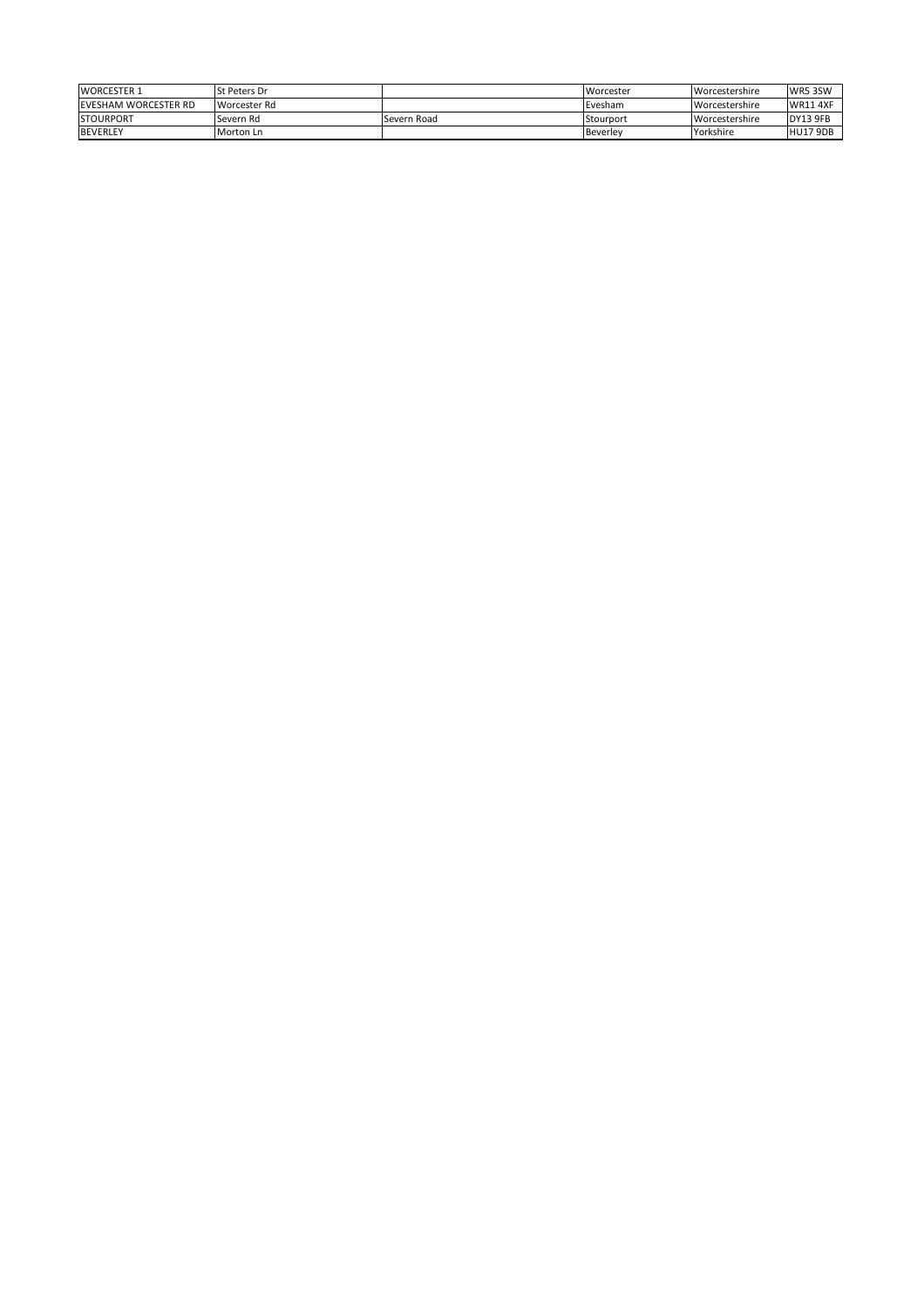| | | | | | |
|---|---|---|---|---|---|
| WORCESTER 1 | St Peters Dr | | Worcester | Worcestershire | WR5 3SW |
| EVESHAM WORCESTER RD | Worcester Rd | | Evesham | Worcestershire | WR11 4XF |
| STOURPORT | Severn Rd | Severn Road | Stourport | Worcestershire | DY13 9FB |
| BEVERLEY | Morton Ln | | Beverley | Yorkshire | HU17 9DB |